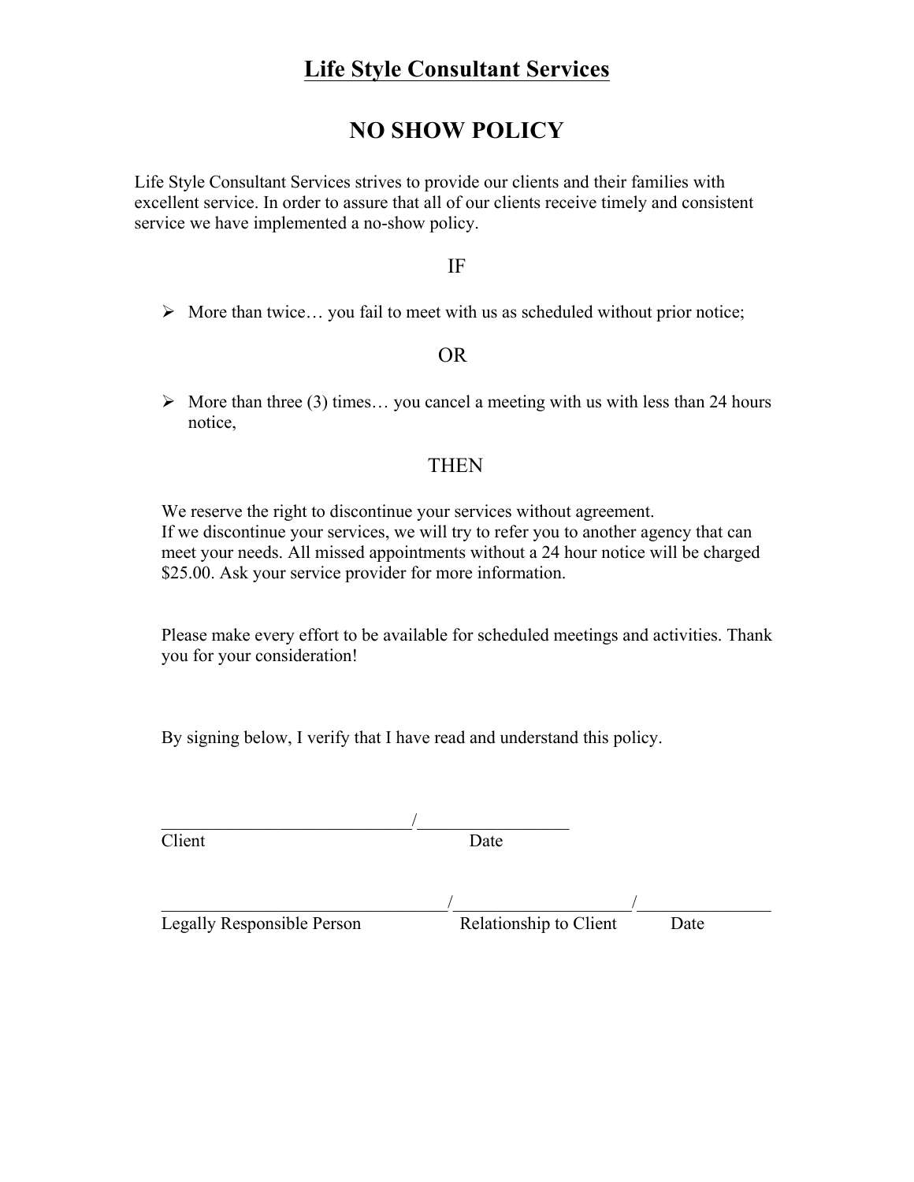# Life Style Consultant Services

## NO SHOW POLICY

Life Style Consultant Services strives to provide our clients and their families with excellent service. In order to assure that all of our clients receive timely and consistent service we have implemented a no-show policy.

IF

- More than twice… you fail to meet with us as scheduled without prior notice;

OR

- More than three (3) times… you cancel a meeting with us with less than 24 hours notice,

THEN

We reserve the right to discontinue your services without agreement.
If we discontinue your services, we will try to refer you to another agency that can meet your needs. All missed appointments without a 24 hour notice will be charged $25.00. Ask your service provider for more information.

Please make every effort to be available for scheduled meetings and activities. Thank you for your consideration!

By signing below, I verify that I have read and understand this policy.

_____________________________/_________________
Client Date

_________________________________/____________________/_______________
Legally Responsible Person Relationship to Client Date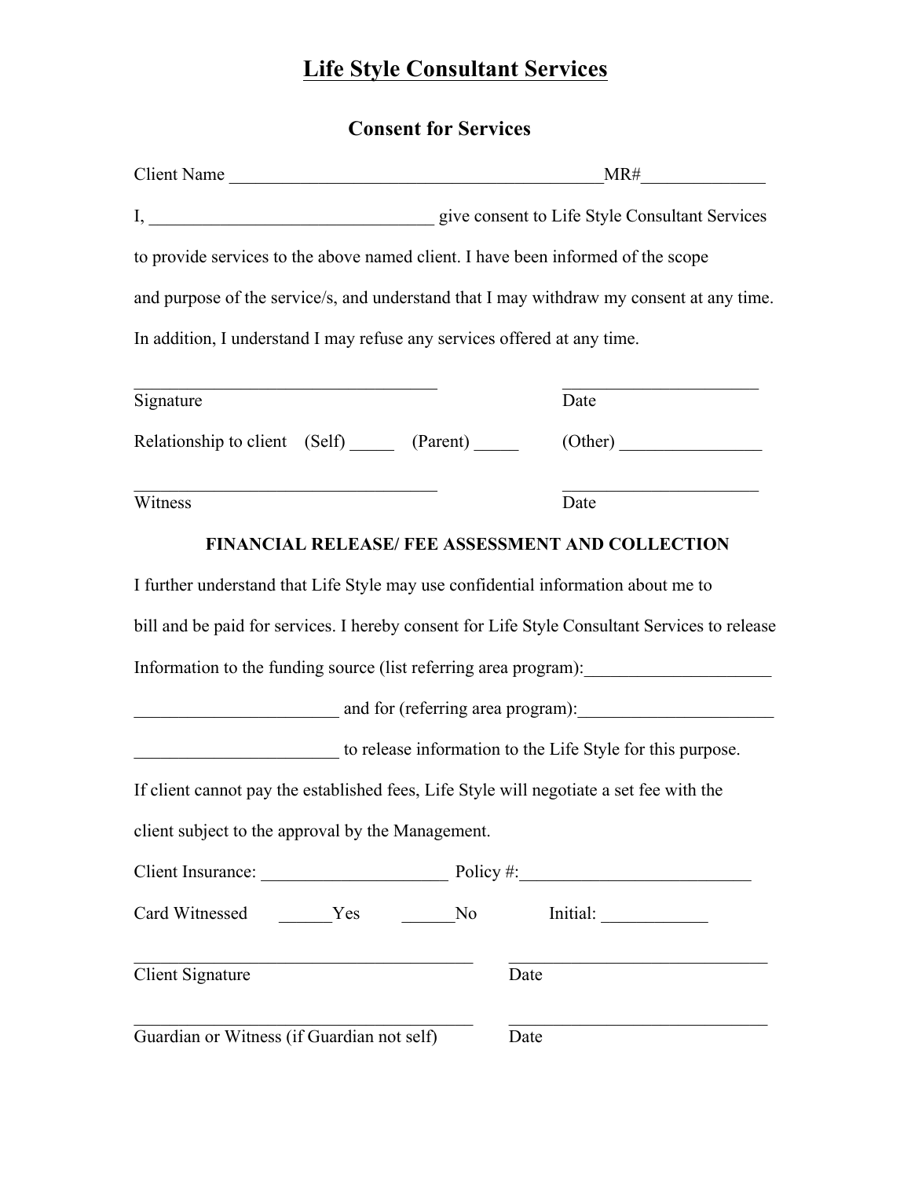# Life Style Consultant Services

## Consent for Services

Client Name ___________________________________________MR#______________

I, _________________________________ give consent to Life Style Consultant Services to provide services to the above named client. I have been informed of the scope and purpose of the service/s, and understand that I may withdraw my consent at any time. In addition, I understand I may refuse any services offered at any time.

___________________________________ ______________________
Signature Date

Relationship to client (Self) _____ (Parent) _____ (Other) ________________

___________________________________ ______________________
Witness Date

**FINANCIAL RELEASE/ FEE ASSESSMENT AND COLLECTION**

I further understand that Life Style may use confidential information about me to bill and be paid for services. I hereby consent for Life Style Consultant Services to release Information to the funding source (list referring area program):_____________________ _______________________ and for (referring area program):______________________ _______________________ to release information to the Life Style for this purpose.

If client cannot pay the established fees, Life Style will negotiate a set fee with the client subject to the approval by the Management.

Client Insurance: _____________________ Policy #:__________________________

Card Witnessed ______Yes ______No Initial: ____________

_______________________________________ ______________________________
Client Signature Date

_______________________________________ ______________________________
Guardian or Witness (if Guardian not self) Date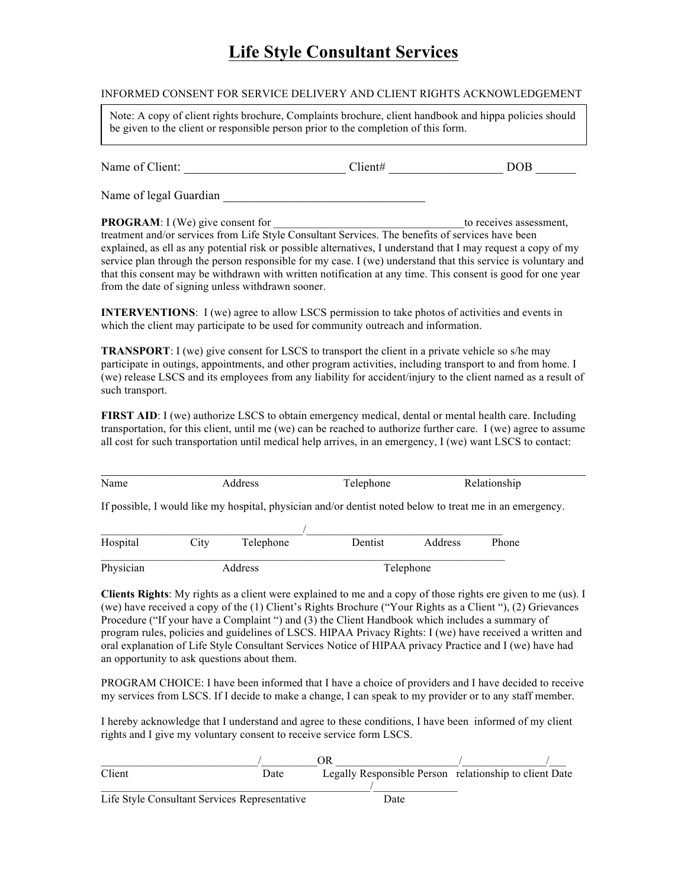# Life Style Consultant Services

INFORMED CONSENT FOR SERVICE DELIVERY AND CLIENT RIGHTS ACKNOWLEDGEMENT

> Note: A copy of client rights brochure, Complaints brochure, client handbook and hippa policies should be given to the client or responsible person prior to the completion of this form.

Name of Client: __________________________ Client# __________________ DOB ______

Name of legal Guardian _________________________________

**PROGRAM**: I (We) give consent for __________________________________to receives assessment, treatment and/or services from Life Style Consultant Services. The benefits of services have been explained, as ell as any potential risk or possible alternatives, I understand that I may request a copy of my service plan through the person responsible for my case. I (we) understand that this service is voluntary and that this consent may be withdrawn with written notification at any time. This consent is good for one year from the date of signing unless withdrawn sooner.

**INTERVENTIONS**: I (we) agree to allow LSCS permission to take photos of activities and events in which the client may participate to be used for community outreach and information.

**TRANSPORT**: I (we) give consent for LSCS to transport the client in a private vehicle so s/he may participate in outings, appointments, and other program activities, including transport to and from home. I (we) release LSCS and its employees from any liability for accident/injury to the client named as a result of such transport.

**FIRST AID**: I (we) authorize LSCS to obtain emergency medical, dental or mental health care. Including transportation, for this client, until me (we) can be reached to authorize further care. I (we) agree to assume all cost for such transportation until medical help arrives, in an emergency, I (we) want LSCS to contact:

______________________________________________________________________________

Name Address Telephone Relationship

If possible, I would like my hospital, physician and/or dentist noted below to treat me in an emergency.

____________________________________/___________________________________

Hospital City Telephone Dentist Address Phone

______________________________________________________________________________

Physician Address Telephone

**Clients Rights**: My rights as a client were explained to me and a copy of those rights ere given to me (us). I (we) have received a copy of the (1) Client's Rights Brochure ("Your Rights as a Client "), (2) Grievances Procedure ("If your have a Complaint ") and (3) the Client Handbook which includes a summary of program rules, policies and guidelines of LSCS. HIPAA Privacy Rights: I (we) have received a written and oral explanation of Life Style Consultant Services Notice of HIPAA privacy Practice and I (we) have had an opportunity to ask questions about them.

PROGRAM CHOICE: I have been informed that I have a choice of providers and I have decided to receive my services from LSCS. If I decide to make a change, I can speak to my provider or to any staff member.

I hereby acknowledge that I understand and agree to these conditions, I have been informed of my client rights and I give my voluntary consent to receive service form LSCS.

____________________________/__________OR _____________________/_______________/___

Client Date Legally Responsible Person relationship to client Date

_________________________________________________/_______________

Life Style Consultant Services Representative Date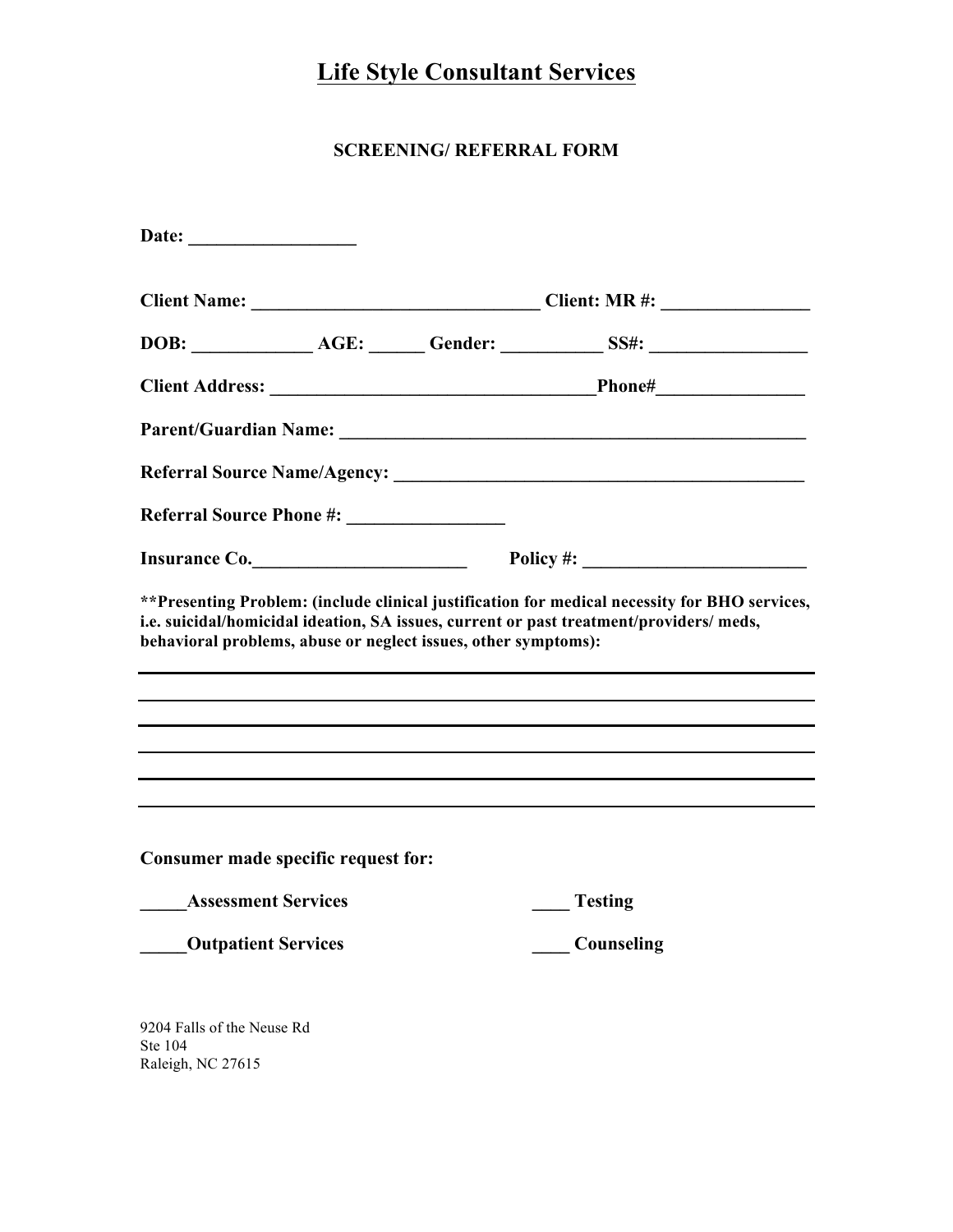# Life Style Consultant Services

## SCREENING/ REFERRAL FORM

**Date:** __________________

**Client Name:** _______________________________ **Client: MR #:** ________________

**DOB:** _____________ **AGE:** ______ **Gender:** ___________ **SS#:** _________________

**Client Address:** ___________________________________**Phone#**________________

**Parent/Guardian Name:** ___________________________________________________

**Referral Source Name/Agency:** ____________________________________________

**Referral Source Phone #:** _________________

**Insurance Co.**_______________________ **Policy #:** ________________________

**\*\*Presenting Problem: (include clinical justification for medical necessity for BHO services, i.e. suicidal/homicidal ideation, SA issues, current or past treatment/providers/ meds, behavioral problems, abuse or neglect issues, other symptoms):**

________________________________________________________________________

________________________________________________________________________

________________________________________________________________________

________________________________________________________________________

________________________________________________________________________

________________________________________________________________________

**Consumer made specific request for:**

**_____Assessment Services** **____ Testing**

**_____Outpatient Services** **____ Counseling**

9204 Falls of the Neuse Rd
Ste 104
Raleigh, NC 27615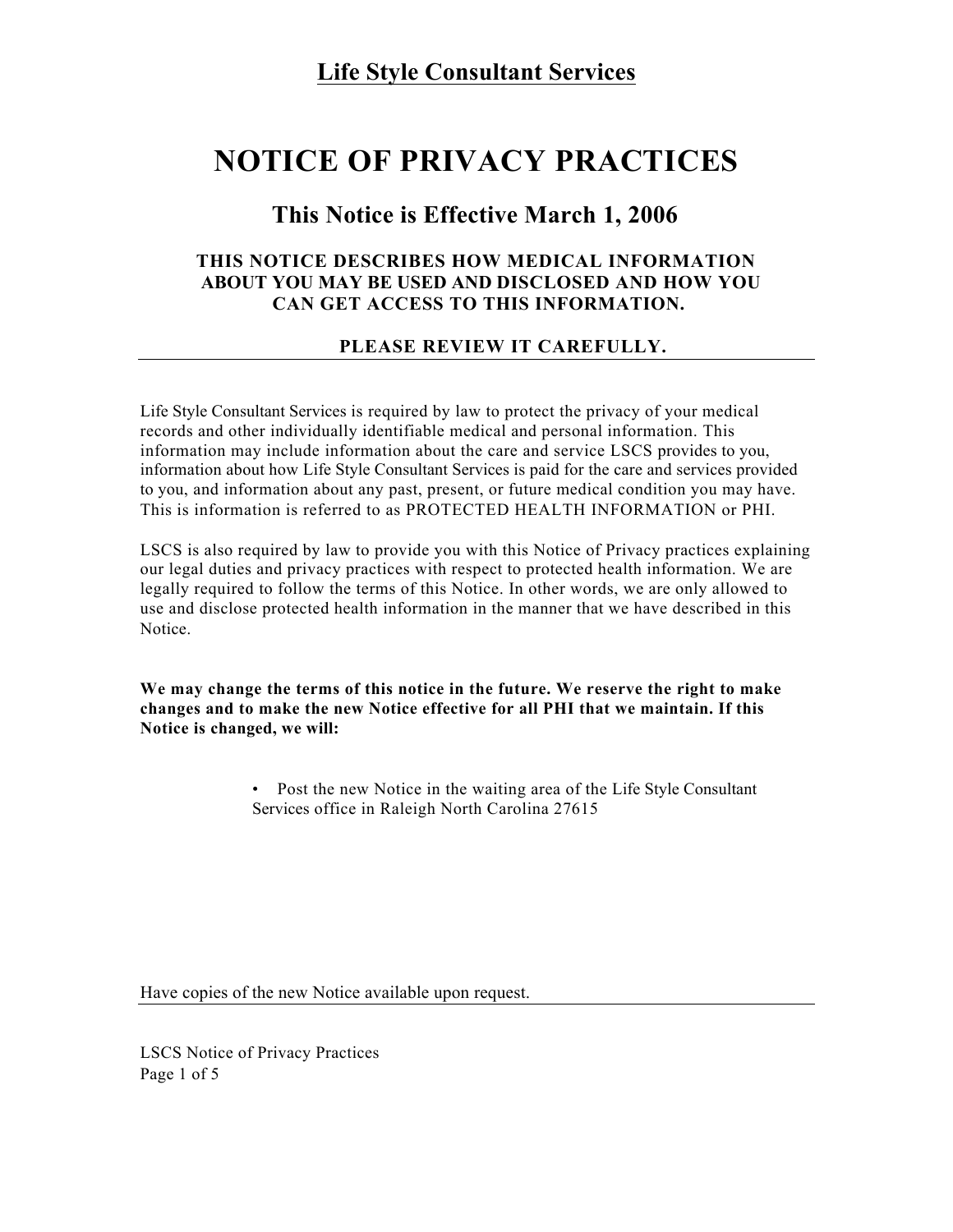# Life Style Consultant Services

# NOTICE OF PRIVACY PRACTICES

## This Notice is Effective March 1, 2006

### THIS NOTICE DESCRIBES HOW MEDICAL INFORMATION ABOUT YOU MAY BE USED AND DISCLOSED AND HOW YOU CAN GET ACCESS TO THIS INFORMATION.

**PLEASE REVIEW IT CAREFULLY.**

---

Life Style Consultant Services is required by law to protect the privacy of your medical records and other individually identifiable medical and personal information. This information may include information about the care and service LSCS provides to you, information about how Life Style Consultant Services is paid for the care and services provided to you, and information about any past, present, or future medical condition you may have. This is information is referred to as PROTECTED HEALTH INFORMATION or PHI.

LSCS is also required by law to provide you with this Notice of Privacy practices explaining our legal duties and privacy practices with respect to protected health information. We are legally required to follow the terms of this Notice. In other words, we are only allowed to use and disclose protected health information in the manner that we have described in this Notice.

**We may change the terms of this notice in the future. We reserve the right to make changes and to make the new Notice effective for all PHI that we maintain. If this Notice is changed, we will:**

- Post the new Notice in the waiting area of the Life Style Consultant Services office in Raleigh North Carolina 27615

Have copies of the new Notice available upon request.

---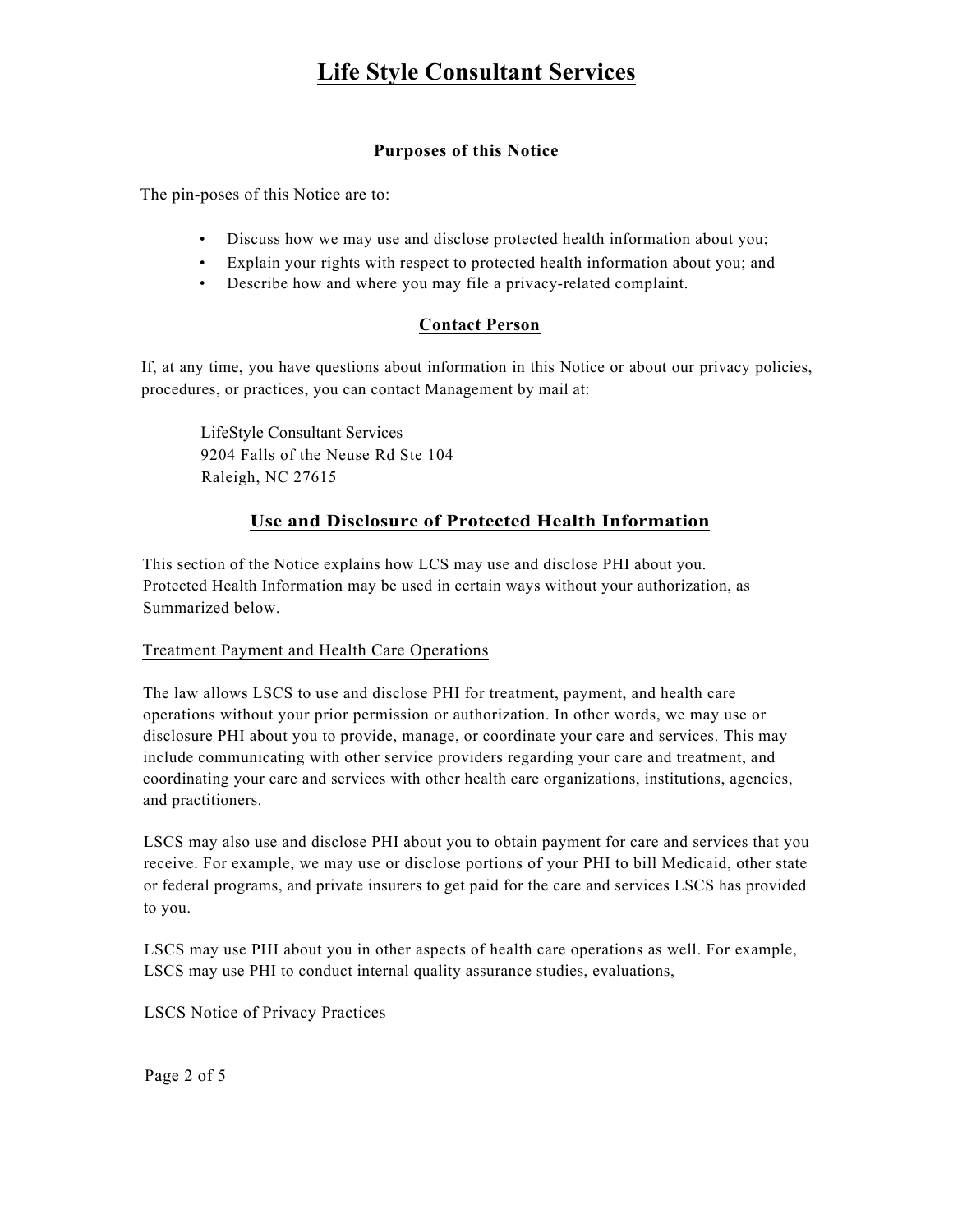# Life Style Consultant Services

## Purposes of this Notice

The pin-poses of this Notice are to:

- Discuss how we may use and disclose protected health information about you;
- Explain your rights with respect to protected health information about you; and
- Describe how and where you may file a privacy-related complaint.

## Contact Person

If, at any time, you have questions about information in this Notice or about our privacy policies, procedures, or practices, you can contact Management by mail at:

LifeStyle Consultant Services  
9204 Falls of the Neuse Rd Ste 104  
Raleigh, NC 27615

## Use and Disclosure of Protected Health Information

This section of the Notice explains how LCS may use and disclose PHI about you.  
Protected Health Information may be used in certain ways without your authorization, as Summarized below.

### Treatment Payment and Health Care Operations

The law allows LSCS to use and disclose PHI for treatment, payment, and health care operations without your prior permission or authorization. In other words, we may use or disclosure PHI about you to provide, manage, or coordinate your care and services. This may include communicating with other service providers regarding your care and treatment, and coordinating your care and services with other health care organizations, institutions, agencies, and practitioners.

LSCS may also use and disclose PHI about you to obtain payment for care and services that you receive. For example, we may use or disclose portions of your PHI to bill Medicaid, other state or federal programs, and private insurers to get paid for the care and services LSCS has provided to you.

LSCS may use PHI about you in other aspects of health care operations as well. For example, LSCS may use PHI to conduct internal quality assurance studies, evaluations,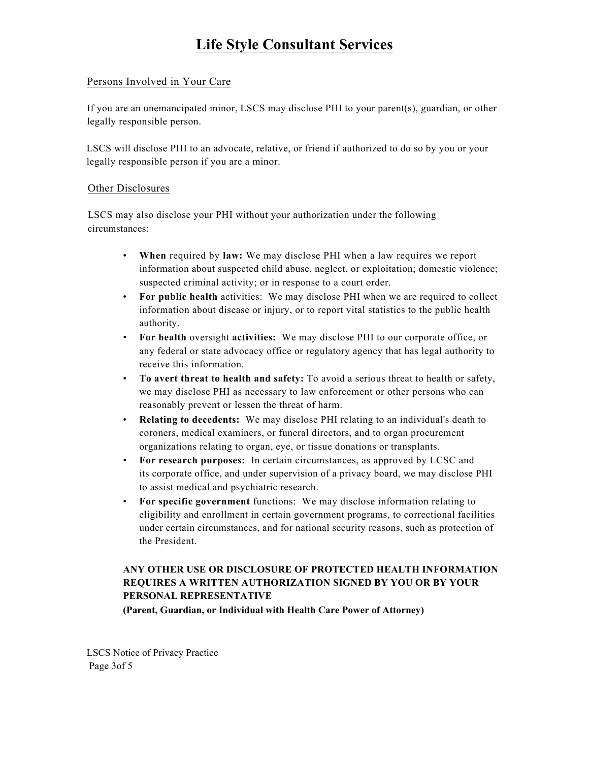# Life Style Consultant Services

## Persons Involved in Your Care

If you are an unemancipated minor, LSCS may disclose PHI to your parent(s), guardian, or other legally responsible person.

LSCS will disclose PHI to an advocate, relative, or friend if authorized to do so by you or your legally responsible person if you are a minor.

## Other Disclosures

LSCS may also disclose your PHI without your authorization under the following circumstances:

- **When** required by **law:** We may disclose PHI when a law requires we report information about suspected child abuse, neglect, or exploitation; domestic violence; suspected criminal activity; or in response to a court order.
- **For public health** activities: We may disclose PHI when we are required to collect information about disease or injury, or to report vital statistics to the public health authority.
- **For health** oversight **activities:** We may disclose PHI to our corporate office, or any federal or state advocacy office or regulatory agency that has legal authority to receive this information.
- **To avert threat to health and safety:** To avoid a serious threat to health or safety, we may disclose PHI as necessary to law enforcement or other persons who can reasonably prevent or lessen the threat of harm.
- **Relating to decedents:** We may disclose PHI relating to an individual's death to coroners, medical examiners, or funeral directors, and to organ procurement organizations relating to organ, eye, or tissue donations or transplants.
- **For research purposes:** In certain circumstances, as approved by LCSC and its corporate office, and under supervision of a privacy board, we may disclose PHI to assist medical and psychiatric research.
- **For specific government** functions: We may disclose information relating to eligibility and enrollment in certain government programs, to correctional facilities under certain circumstances, and for national security reasons, such as protection of the President.

**ANY OTHER USE OR DISCLOSURE OF PROTECTED HEALTH INFORMATION REQUIRES A WRITTEN AUTHORIZATION SIGNED BY YOU OR BY YOUR PERSONAL REPRESENTATIVE**
**(Parent, Guardian, or Individual with Health Care Power of Attorney)**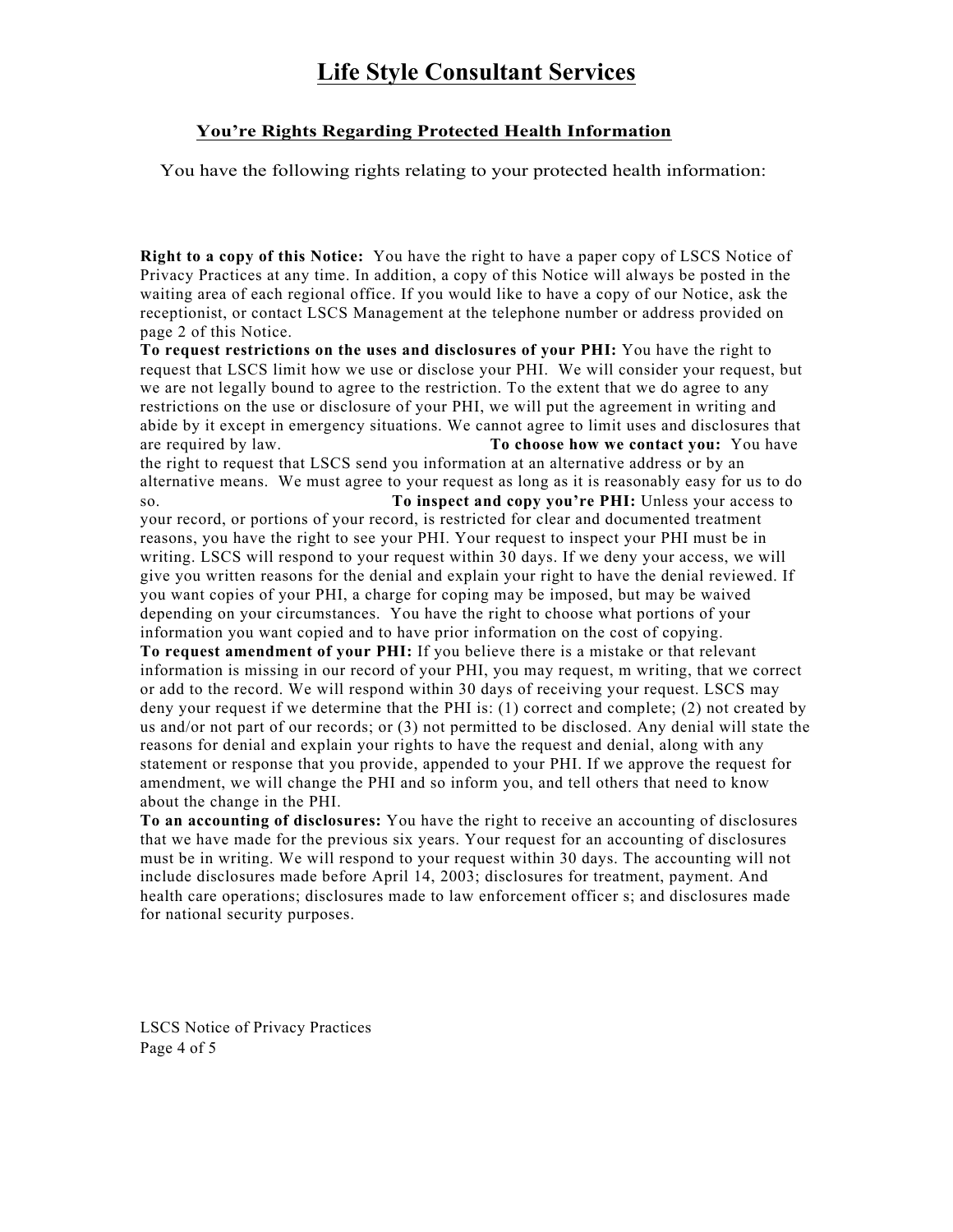# Life Style Consultant Services

## You're Rights Regarding Protected Health Information

You have the following rights relating to your protected health information:

**Right to a copy of this Notice:** You have the right to have a paper copy of LSCS Notice of Privacy Practices at any time. In addition, a copy of this Notice will always be posted in the waiting area of each regional office. If you would like to have a copy of our Notice, ask the receptionist, or contact LSCS Management at the telephone number or address provided on page 2 of this Notice.

**To request restrictions on the uses and disclosures of your PHI:** You have the right to request that LSCS limit how we use or disclose your PHI. We will consider your request, but we are not legally bound to agree to the restriction. To the extent that we do agree to any restrictions on the use or disclosure of your PHI, we will put the agreement in writing and abide by it except in emergency situations. We cannot agree to limit uses and disclosures that are required by law.

**To choose how we contact you:** You have the right to request that LSCS send you information at an alternative address or by an alternative means. We must agree to your request as long as it is reasonably easy for us to do so.

**To inspect and copy you're PHI:** Unless your access to your record, or portions of your record, is restricted for clear and documented treatment reasons, you have the right to see your PHI. Your request to inspect your PHI must be in writing. LSCS will respond to your request within 30 days. If we deny your access, we will give you written reasons for the denial and explain your right to have the denial reviewed. If you want copies of your PHI, a charge for coping may be imposed, but may be waived depending on your circumstances. You have the right to choose what portions of your information you want copied and to have prior information on the cost of copying.

**To request amendment of your PHI:** If you believe there is a mistake or that relevant information is missing in our record of your PHI, you may request, m writing, that we correct or add to the record. We will respond within 30 days of receiving your request. LSCS may deny your request if we determine that the PHI is: (1) correct and complete; (2) not created by us and/or not part of our records; or (3) not permitted to be disclosed. Any denial will state the reasons for denial and explain your rights to have the request and denial, along with any statement or response that you provide, appended to your PHI. If we approve the request for amendment, we will change the PHI and so inform you, and tell others that need to know about the change in the PHI.

**To an accounting of disclosures:** You have the right to receive an accounting of disclosures that we have made for the previous six years. Your request for an accounting of disclosures must be in writing. We will respond to your request within 30 days. The accounting will not include disclosures made before April 14, 2003; disclosures for treatment, payment. And health care operations; disclosures made to law enforcement officer s; and disclosures made for national security purposes.

LSCS Notice of Privacy Practices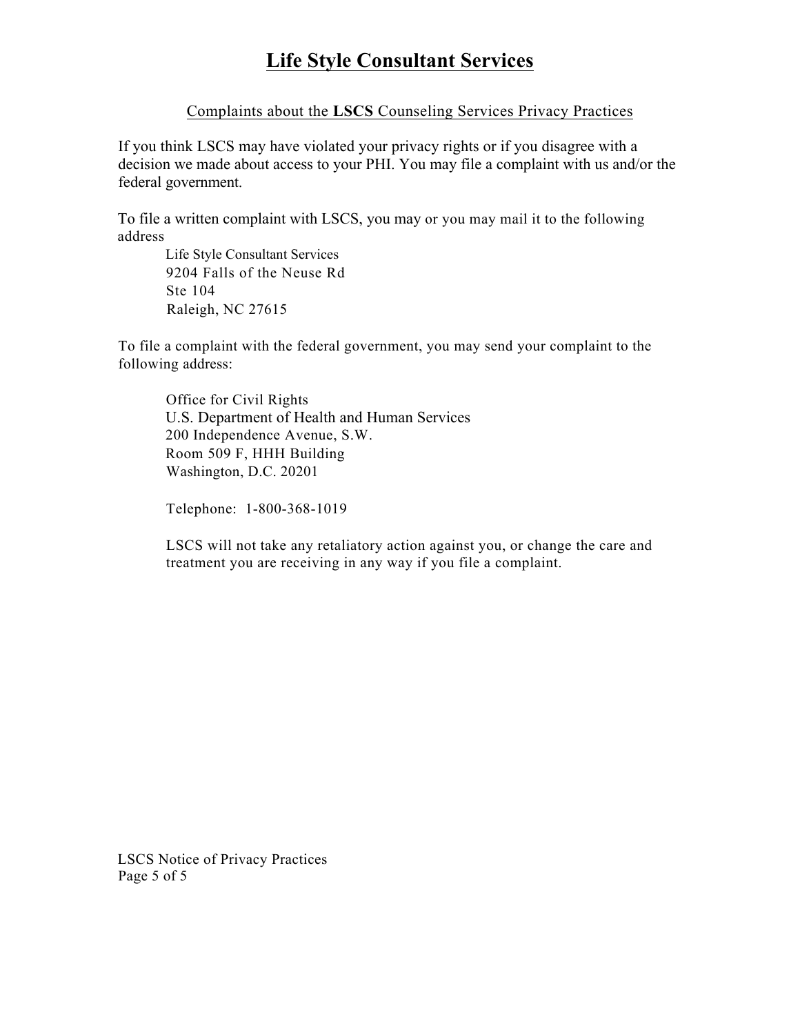# Life Style Consultant Services

## Complaints about the **LSCS** Counseling Services Privacy Practices

If you think LSCS may have violated your privacy rights or if you disagree with a decision we made about access to your PHI. You may file a complaint with us and/or the federal government.

To file a written complaint with LSCS, you may or you may mail it to the following address

Life Style Consultant Services
9204 Falls of the Neuse Rd
Ste 104
Raleigh, NC 27615

To file a complaint with the federal government, you may send your complaint to the following address:

Office for Civil Rights
U.S. Department of Health and Human Services
200 Independence Avenue, S.W.
Room 509 F, HHH Building
Washington, D.C. 20201

Telephone: 1-800-368-1019

LSCS will not take any retaliatory action against you, or change the care and treatment you are receiving in any way if you file a complaint.